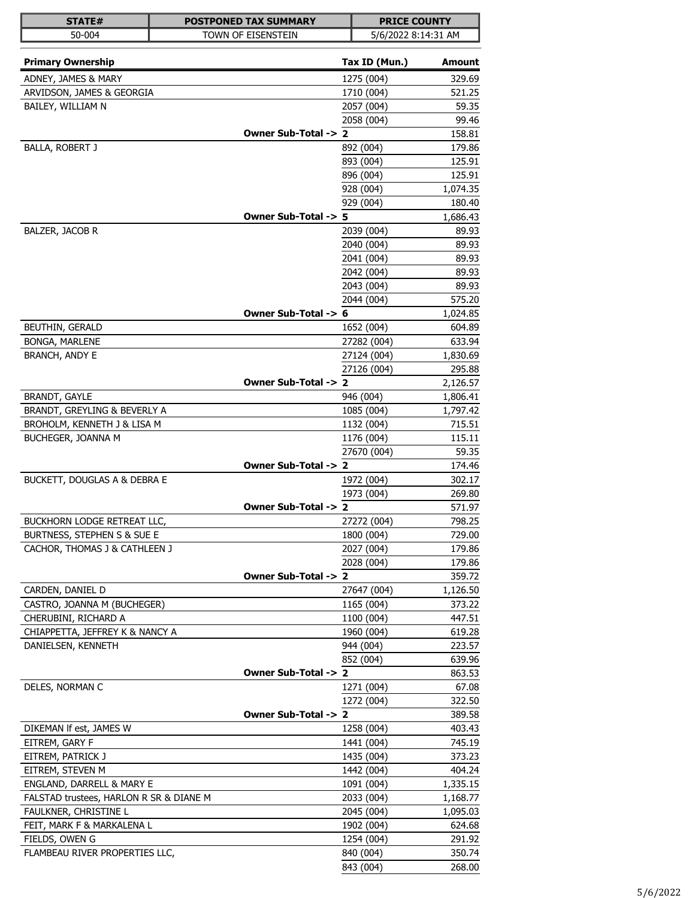| STATE# | POSTPONED TAX SUMMARY | PRICE COUNTY |
|---|---|---|
| 50-004 | TOWN OF EISENSTEIN | 5/6/2022 8:14:31 AM |

| Primary Ownership | | Tax ID (Mun.) | Amount |
|---|---|---|---|
| ADNEY, JAMES & MARY | | 1275 (004) | 329.69 |
| ARVIDSON, JAMES & GEORGIA | | 1710 (004) | 521.25 |
| BAILEY, WILLIAM N | | 2057 (004) | 59.35 |
| | | 2058 (004) | 99.46 |
| | **Owner Sub-Total ->** | **2** | 158.81 |
| BALLA, ROBERT J | | 892 (004) | 179.86 |
| | | 893 (004) | 125.91 |
| | | 896 (004) | 125.91 |
| | | 928 (004) | 1,074.35 |
| | | 929 (004) | 180.40 |
| | **Owner Sub-Total ->** | **5** | 1,686.43 |
| BALZER, JACOB R | | 2039 (004) | 89.93 |
| | | 2040 (004) | 89.93 |
| | | 2041 (004) | 89.93 |
| | | 2042 (004) | 89.93 |
| | | 2043 (004) | 89.93 |
| | | 2044 (004) | 575.20 |
| | **Owner Sub-Total ->** | **6** | 1,024.85 |
| BEUTHIN, GERALD | | 1652 (004) | 604.89 |
| BONGA, MARLENE | | 27282 (004) | 633.94 |
| BRANCH, ANDY E | | 27124 (004) | 1,830.69 |
| | | 27126 (004) | 295.88 |
| | **Owner Sub-Total ->** | **2** | 2,126.57 |
| BRANDT, GAYLE | | 946 (004) | 1,806.41 |
| BRANDT, GREYLING & BEVERLY A | | 1085 (004) | 1,797.42 |
| BROHOLM, KENNETH J & LISA M | | 1132 (004) | 715.51 |
| BUCHEGER, JOANNA M | | 1176 (004) | 115.11 |
| | | 27670 (004) | 59.35 |
| | **Owner Sub-Total ->** | **2** | 174.46 |
| BUCKETT, DOUGLAS A & DEBRA E | | 1972 (004) | 302.17 |
| | | 1973 (004) | 269.80 |
| | **Owner Sub-Total ->** | **2** | 571.97 |
| BUCKHORN LODGE RETREAT LLC, | | 27272 (004) | 798.25 |
| BURTNESS, STEPHEN S & SUE E | | 1800 (004) | 729.00 |
| CACHOR, THOMAS J & CATHLEEN J | | 2027 (004) | 179.86 |
| | | 2028 (004) | 179.86 |
| | **Owner Sub-Total ->** | **2** | 359.72 |
| CARDEN, DANIEL D | | 27647 (004) | 1,126.50 |
| CASTRO, JOANNA M (BUCHEGER) | | 1165 (004) | 373.22 |
| CHERUBINI, RICHARD A | | 1100 (004) | 447.51 |
| CHIAPPETTA, JEFFREY K & NANCY A | | 1960 (004) | 619.28 |
| DANIELSEN, KENNETH | | 944 (004) | 223.57 |
| | | 852 (004) | 639.96 |
| | **Owner Sub-Total ->** | **2** | 863.53 |
| DELES, NORMAN C | | 1271 (004) | 67.08 |
| | | 1272 (004) | 322.50 |
| | **Owner Sub-Total ->** | **2** | 389.58 |
| DIKEMAN lf est, JAMES W | | 1258 (004) | 403.43 |
| EITREM, GARY F | | 1441 (004) | 745.19 |
| EITREM, PATRICK J | | 1435 (004) | 373.23 |
| EITREM, STEVEN M | | 1442 (004) | 404.24 |
| ENGLAND, DARRELL & MARY E | | 1091 (004) | 1,335.15 |
| FALSTAD trustees, HARLON R SR & DIANE M | | 2033 (004) | 1,168.77 |
| FAULKNER, CHRISTINE L | | 2045 (004) | 1,095.03 |
| FEIT, MARK F & MARKALENA L | | 1902 (004) | 624.68 |
| FIELDS, OWEN G | | 1254 (004) | 291.92 |
| FLAMBEAU RIVER PROPERTIES LLC, | | 840 (004) | 350.74 |
| | | 843 (004) | 268.00 |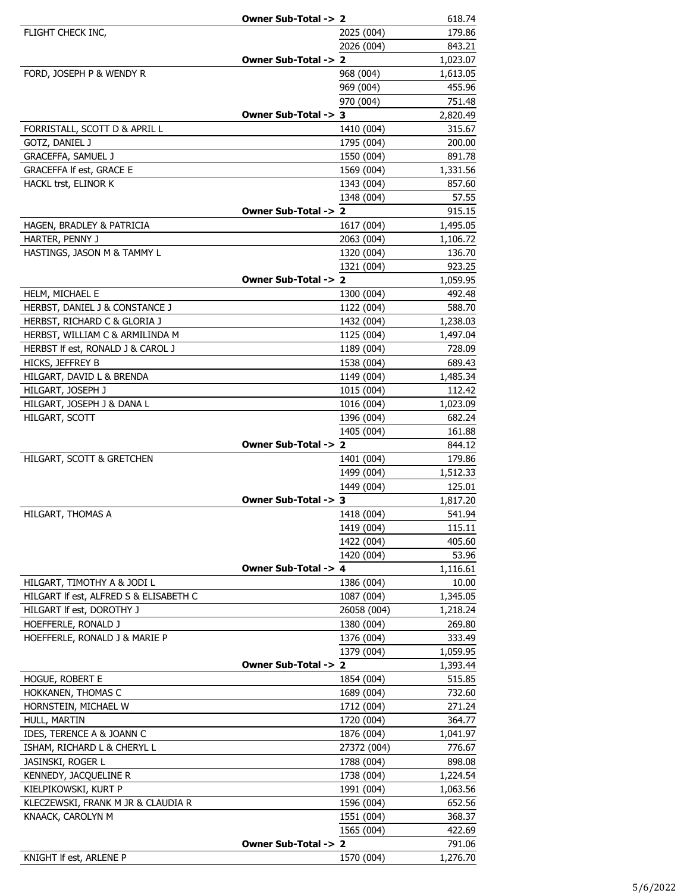| Owner | | Parcel | Amount |
|---|---|---|---|
| | Owner Sub-Total -> | 2 | 618.74 |
| FLIGHT CHECK INC, | | 2025 (004) | 179.86 |
| | | 2026 (004) | 843.21 |
| | Owner Sub-Total -> | 2 | 1,023.07 |
| FORD, JOSEPH P & WENDY R | | 968 (004) | 1,613.05 |
| | | 969 (004) | 455.96 |
| | | 970 (004) | 751.48 |
| | Owner Sub-Total -> | 3 | 2,820.49 |
| FORRISTALL, SCOTT D & APRIL L | | 1410 (004) | 315.67 |
| GOTZ, DANIEL J | | 1795 (004) | 200.00 |
| GRACEFFA, SAMUEL J | | 1550 (004) | 891.78 |
| GRACEFFA lf est, GRACE E | | 1569 (004) | 1,331.56 |
| HACKL trst, ELINOR K | | 1343 (004) | 857.60 |
| | | 1348 (004) | 57.55 |
| | Owner Sub-Total -> | 2 | 915.15 |
| HAGEN, BRADLEY & PATRICIA | | 1617 (004) | 1,495.05 |
| HARTER, PENNY J | | 2063 (004) | 1,106.72 |
| HASTINGS, JASON M & TAMMY L | | 1320 (004) | 136.70 |
| | | 1321 (004) | 923.25 |
| | Owner Sub-Total -> | 2 | 1,059.95 |
| HELM, MICHAEL E | | 1300 (004) | 492.48 |
| HERBST, DANIEL J & CONSTANCE J | | 1122 (004) | 588.70 |
| HERBST, RICHARD C & GLORIA J | | 1432 (004) | 1,238.03 |
| HERBST, WILLIAM C & ARMILINDA M | | 1125 (004) | 1,497.04 |
| HERBST lf est, RONALD J & CAROL J | | 1189 (004) | 728.09 |
| HICKS, JEFFREY B | | 1538 (004) | 689.43 |
| HILGART, DAVID L & BRENDA | | 1149 (004) | 1,485.34 |
| HILGART, JOSEPH J | | 1015 (004) | 112.42 |
| HILGART, JOSEPH J & DANA L | | 1016 (004) | 1,023.09 |
| HILGART, SCOTT | | 1396 (004) | 682.24 |
| | | 1405 (004) | 161.88 |
| | Owner Sub-Total -> | 2 | 844.12 |
| HILGART, SCOTT & GRETCHEN | | 1401 (004) | 179.86 |
| | | 1499 (004) | 1,512.33 |
| | | 1449 (004) | 125.01 |
| | Owner Sub-Total -> | 3 | 1,817.20 |
| HILGART, THOMAS A | | 1418 (004) | 541.94 |
| | | 1419 (004) | 115.11 |
| | | 1422 (004) | 405.60 |
| | | 1420 (004) | 53.96 |
| | Owner Sub-Total -> | 4 | 1,116.61 |
| HILGART, TIMOTHY A & JODI L | | 1386 (004) | 10.00 |
| HILGART lf est, ALFRED S & ELISABETH C | | 1087 (004) | 1,345.05 |
| HILGART lf est, DOROTHY J | | 26058 (004) | 1,218.24 |
| HOEFFERLE, RONALD J | | 1380 (004) | 269.80 |
| HOEFFERLE, RONALD J & MARIE P | | 1376 (004) | 333.49 |
| | | 1379 (004) | 1,059.95 |
| | Owner Sub-Total -> | 2 | 1,393.44 |
| HOGUE, ROBERT E | | 1854 (004) | 515.85 |
| HOKKANEN, THOMAS C | | 1689 (004) | 732.60 |
| HORNSTEIN, MICHAEL W | | 1712 (004) | 271.24 |
| HULL, MARTIN | | 1720 (004) | 364.77 |
| IDES, TERENCE A & JOANN C | | 1876 (004) | 1,041.97 |
| ISHAM, RICHARD L & CHERYL L | | 27372 (004) | 776.67 |
| JASINSKI, ROGER L | | 1788 (004) | 898.08 |
| KENNEDY, JACQUELINE R | | 1738 (004) | 1,224.54 |
| KIELPIKOWSKI, KURT P | | 1991 (004) | 1,063.56 |
| KLECZEWSKI, FRANK M JR & CLAUDIA R | | 1596 (004) | 652.56 |
| KNAACK, CAROLYN M | | 1551 (004) | 368.37 |
| | | 1565 (004) | 422.69 |
| | Owner Sub-Total -> | 2 | 791.06 |
| KNIGHT lf est, ARLENE P | | 1570 (004) | 1,276.70 |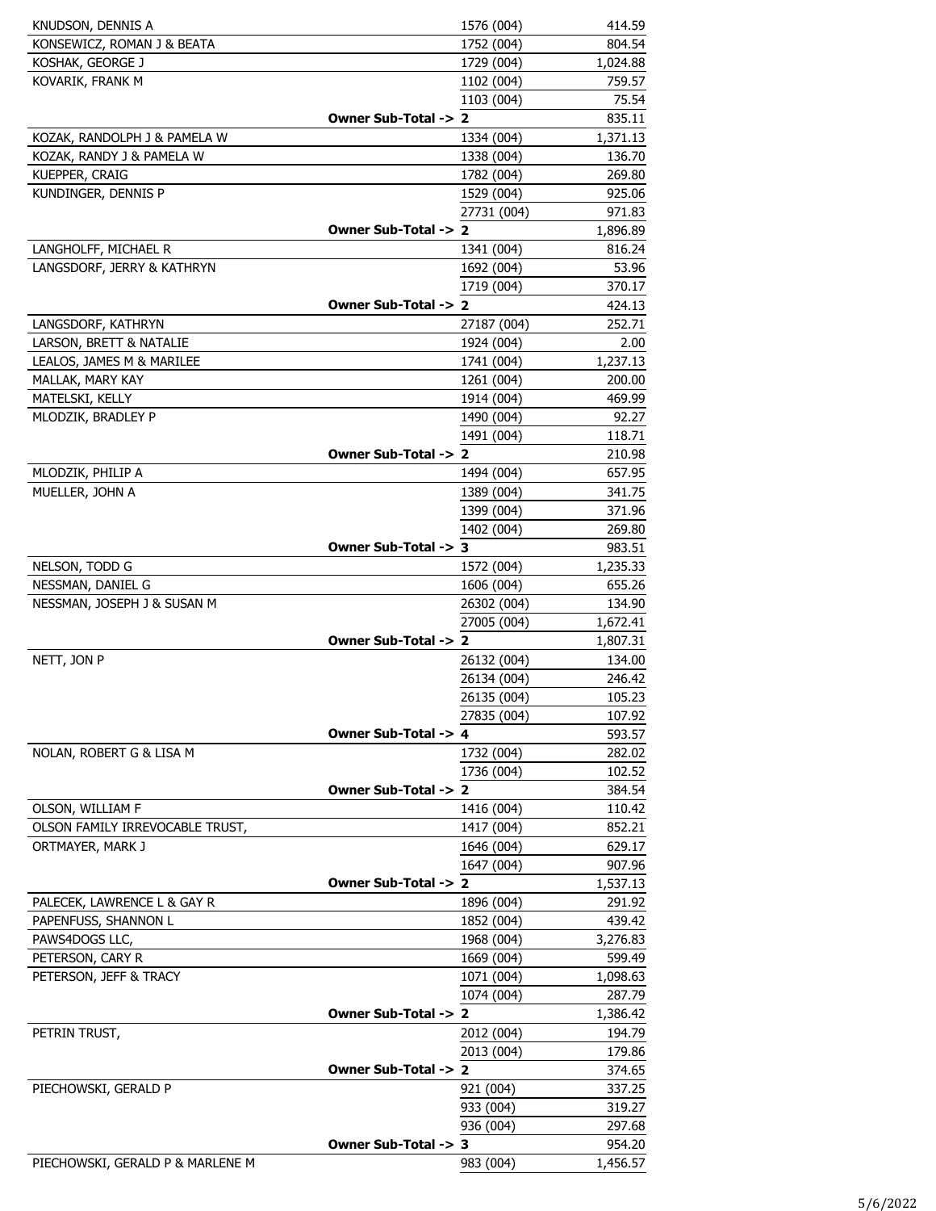| Owner | | Parcel | Amount |
|---|---|---|---|
| KNUDSON, DENNIS A | | 1576 (004) | 414.59 |
| KONSEWICZ, ROMAN J & BEATA | | 1752 (004) | 804.54 |
| KOSHAK, GEORGE J | | 1729 (004) | 1,024.88 |
| KOVARIK, FRANK M | | 1102 (004) | 759.57 |
| | | 1103 (004) | 75.54 |
| | **Owner Sub-Total ->** | **2** | 835.11 |
| KOZAK, RANDOLPH J & PAMELA W | | 1334 (004) | 1,371.13 |
| KOZAK, RANDY J & PAMELA W | | 1338 (004) | 136.70 |
| KUEPPER, CRAIG | | 1782 (004) | 269.80 |
| KUNDINGER, DENNIS P | | 1529 (004) | 925.06 |
| | | 27731 (004) | 971.83 |
| | **Owner Sub-Total ->** | **2** | 1,896.89 |
| LANGHOLFF, MICHAEL R | | 1341 (004) | 816.24 |
| LANGSDORF, JERRY & KATHRYN | | 1692 (004) | 53.96 |
| | | 1719 (004) | 370.17 |
| | **Owner Sub-Total ->** | **2** | 424.13 |
| LANGSDORF, KATHRYN | | 27187 (004) | 252.71 |
| LARSON, BRETT & NATALIE | | 1924 (004) | 2.00 |
| LEALOS, JAMES M & MARILEE | | 1741 (004) | 1,237.13 |
| MALLAK, MARY KAY | | 1261 (004) | 200.00 |
| MATELSKI, KELLY | | 1914 (004) | 469.99 |
| MLODZIK, BRADLEY P | | 1490 (004) | 92.27 |
| | | 1491 (004) | 118.71 |
| | **Owner Sub-Total ->** | **2** | 210.98 |
| MLODZIK, PHILIP A | | 1494 (004) | 657.95 |
| MUELLER, JOHN A | | 1389 (004) | 341.75 |
| | | 1399 (004) | 371.96 |
| | | 1402 (004) | 269.80 |
| | **Owner Sub-Total ->** | **3** | 983.51 |
| NELSON, TODD G | | 1572 (004) | 1,235.33 |
| NESSMAN, DANIEL G | | 1606 (004) | 655.26 |
| NESSMAN, JOSEPH J & SUSAN M | | 26302 (004) | 134.90 |
| | | 27005 (004) | 1,672.41 |
| | **Owner Sub-Total ->** | **2** | 1,807.31 |
| NETT, JON P | | 26132 (004) | 134.00 |
| | | 26134 (004) | 246.42 |
| | | 26135 (004) | 105.23 |
| | | 27835 (004) | 107.92 |
| | **Owner Sub-Total ->** | **4** | 593.57 |
| NOLAN, ROBERT G & LISA M | | 1732 (004) | 282.02 |
| | | 1736 (004) | 102.52 |
| | **Owner Sub-Total ->** | **2** | 384.54 |
| OLSON, WILLIAM F | | 1416 (004) | 110.42 |
| OLSON FAMILY IRREVOCABLE TRUST, | | 1417 (004) | 852.21 |
| ORTMAYER, MARK J | | 1646 (004) | 629.17 |
| | | 1647 (004) | 907.96 |
| | **Owner Sub-Total ->** | **2** | 1,537.13 |
| PALECEK, LAWRENCE L & GAY R | | 1896 (004) | 291.92 |
| PAPENFUSS, SHANNON L | | 1852 (004) | 439.42 |
| PAWS4DOGS LLC, | | 1968 (004) | 3,276.83 |
| PETERSON, CARY R | | 1669 (004) | 599.49 |
| PETERSON, JEFF & TRACY | | 1071 (004) | 1,098.63 |
| | | 1074 (004) | 287.79 |
| | **Owner Sub-Total ->** | **2** | 1,386.42 |
| PETRIN TRUST, | | 2012 (004) | 194.79 |
| | | 2013 (004) | 179.86 |
| | **Owner Sub-Total ->** | **2** | 374.65 |
| PIECHOWSKI, GERALD P | | 921 (004) | 337.25 |
| | | 933 (004) | 319.27 |
| | | 936 (004) | 297.68 |
| | **Owner Sub-Total ->** | **3** | 954.20 |
| PIECHOWSKI, GERALD P & MARLENE M | | 983 (004) | 1,456.57 |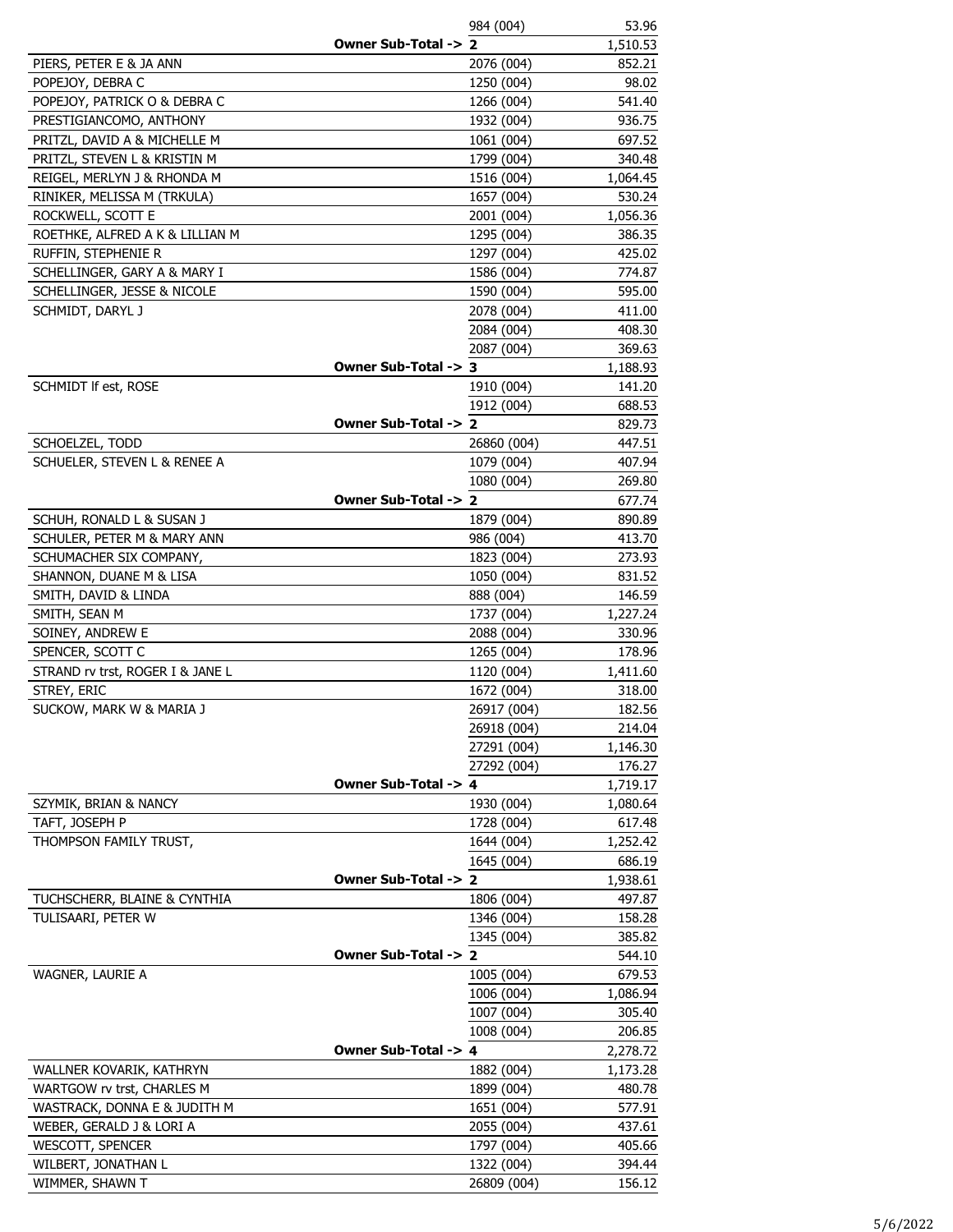| | | | |
|---|---|---|---|
| | | 984 (004) | 53.96 |
| | **Owner Sub-Total ->** | **2** | 1,510.53 |
| PIERS, PETER E & JA ANN | | 2076 (004) | 852.21 |
| POPEJOY, DEBRA C | | 1250 (004) | 98.02 |
| POPEJOY, PATRICK O & DEBRA C | | 1266 (004) | 541.40 |
| PRESTIGIANCOMO, ANTHONY | | 1932 (004) | 936.75 |
| PRITZL, DAVID A & MICHELLE M | | 1061 (004) | 697.52 |
| PRITZL, STEVEN L & KRISTIN M | | 1799 (004) | 340.48 |
| REIGEL, MERLYN J & RHONDA M | | 1516 (004) | 1,064.45 |
| RINIKER, MELISSA M (TRKULA) | | 1657 (004) | 530.24 |
| ROCKWELL, SCOTT E | | 2001 (004) | 1,056.36 |
| ROETHKE, ALFRED A K & LILLIAN M | | 1295 (004) | 386.35 |
| RUFFIN, STEPHENIE R | | 1297 (004) | 425.02 |
| SCHELLINGER, GARY A & MARY I | | 1586 (004) | 774.87 |
| SCHELLINGER, JESSE & NICOLE | | 1590 (004) | 595.00 |
| SCHMIDT, DARYL J | | 2078 (004) | 411.00 |
| | | 2084 (004) | 408.30 |
| | | 2087 (004) | 369.63 |
| | **Owner Sub-Total ->** | **3** | 1,188.93 |
| SCHMIDT lf est, ROSE | | 1910 (004) | 141.20 |
| | | 1912 (004) | 688.53 |
| | **Owner Sub-Total ->** | **2** | 829.73 |
| SCHOELZEL, TODD | | 26860 (004) | 447.51 |
| SCHUELER, STEVEN L & RENEE A | | 1079 (004) | 407.94 |
| | | 1080 (004) | 269.80 |
| | **Owner Sub-Total ->** | **2** | 677.74 |
| SCHUH, RONALD L & SUSAN J | | 1879 (004) | 890.89 |
| SCHULER, PETER M & MARY ANN | | 986 (004) | 413.70 |
| SCHUMACHER SIX COMPANY, | | 1823 (004) | 273.93 |
| SHANNON, DUANE M & LISA | | 1050 (004) | 831.52 |
| SMITH, DAVID & LINDA | | 888 (004) | 146.59 |
| SMITH, SEAN M | | 1737 (004) | 1,227.24 |
| SOINEY, ANDREW E | | 2088 (004) | 330.96 |
| SPENCER, SCOTT C | | 1265 (004) | 178.96 |
| STRAND rv trst, ROGER I & JANE L | | 1120 (004) | 1,411.60 |
| STREY, ERIC | | 1672 (004) | 318.00 |
| SUCKOW, MARK W & MARIA J | | 26917 (004) | 182.56 |
| | | 26918 (004) | 214.04 |
| | | 27291 (004) | 1,146.30 |
| | | 27292 (004) | 176.27 |
| | **Owner Sub-Total ->** | **4** | 1,719.17 |
| SZYMIK, BRIAN & NANCY | | 1930 (004) | 1,080.64 |
| TAFT, JOSEPH P | | 1728 (004) | 617.48 |
| THOMPSON FAMILY TRUST, | | 1644 (004) | 1,252.42 |
| | | 1645 (004) | 686.19 |
| | **Owner Sub-Total ->** | **2** | 1,938.61 |
| TUCHSCHERR, BLAINE & CYNTHIA | | 1806 (004) | 497.87 |
| TULISAARI, PETER W | | 1346 (004) | 158.28 |
| | | 1345 (004) | 385.82 |
| | **Owner Sub-Total ->** | **2** | 544.10 |
| WAGNER, LAURIE A | | 1005 (004) | 679.53 |
| | | 1006 (004) | 1,086.94 |
| | | 1007 (004) | 305.40 |
| | | 1008 (004) | 206.85 |
| | **Owner Sub-Total ->** | **4** | 2,278.72 |
| WALLNER KOVARIK, KATHRYN | | 1882 (004) | 1,173.28 |
| WARTGOW rv trst, CHARLES M | | 1899 (004) | 480.78 |
| WASTRACK, DONNA E & JUDITH M | | 1651 (004) | 577.91 |
| WEBER, GERALD J & LORI A | | 2055 (004) | 437.61 |
| WESCOTT, SPENCER | | 1797 (004) | 405.66 |
| WILBERT, JONATHAN L | | 1322 (004) | 394.44 |
| WIMMER, SHAWN T | | 26809 (004) | 156.12 |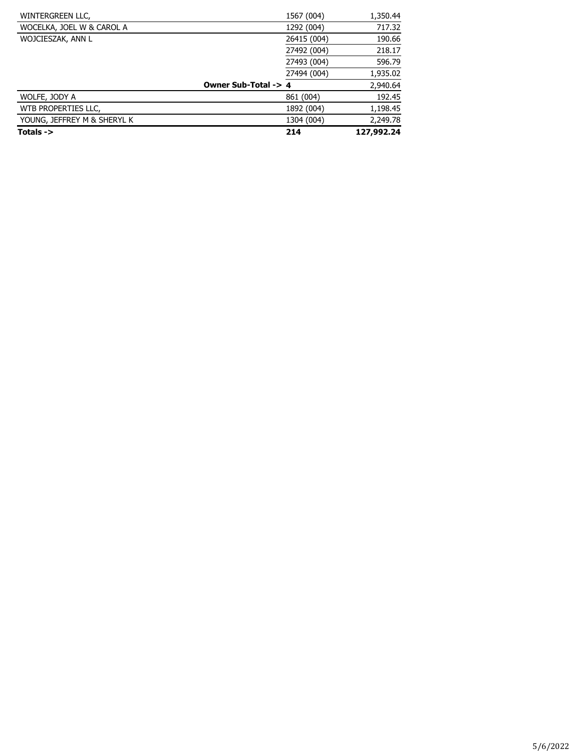| | | |
|---|---|---|
| WINTERGREEN LLC, | 1567 (004) | 1,350.44 |
| WOCELKA, JOEL W & CAROL A | 1292 (004) | 717.32 |
| WOJCIESZAK, ANN L | 26415 (004) | 190.66 |
| | 27492 (004) | 218.17 |
| | 27493 (004) | 596.79 |
| | 27494 (004) | 1,935.02 |
| **Owner Sub-Total ->** | **4** | 2,940.64 |
| WOLFE, JODY A | 861 (004) | 192.45 |
| WTB PROPERTIES LLC, | 1892 (004) | 1,198.45 |
| YOUNG, JEFFREY M & SHERYL K | 1304 (004) | 2,249.78 |
| **Totals ->** | **214** | **127,992.24** |

5/6/2022